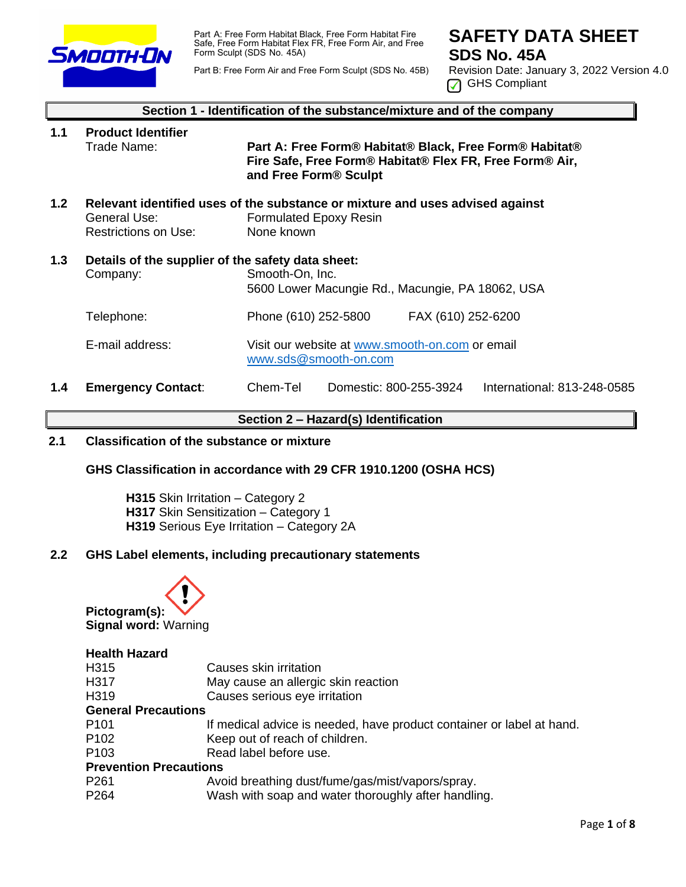Part A: Free Form Habitat Black, Free Form Habitat Fire Safe, Free Form Habitat Flex FR, Free Form Air, and Free Form Sculpt (SDS No. 45A)

Part B: Free Form Air and Free Form Sculpt (SDS No. 45B)

# SAFETY DATA SHEET
## SDS No. 45A

Revision Date: January 3, 2022 Version 4.0

GHS Compliant

## Section 1 - Identification of the substance/mixture and of the company

**1.1 Product Identifier**

Trade Name: **Part A: Free Form® Habitat® Black, Free Form® Habitat® Fire Safe, Free Form® Habitat® Flex FR, Free Form® Air, and Free Form® Sculpt**

**1.2 Relevant identified uses of the substance or mixture and uses advised against**

General Use: Formulated Epoxy Resin

Restrictions on Use: None known

**1.3 Details of the supplier of the safety data sheet:**

Company: Smooth-On, Inc.
5600 Lower Macungie Rd., Macungie, PA 18062, USA

Telephone: Phone (610) 252-5800 FAX (610) 252-6200

E-mail address: Visit our website at www.smooth-on.com or email www.sds@smooth-on.com

**1.4 Emergency Contact:** Chem-Tel Domestic: 800-255-3924 International: 813-248-0585

## Section 2 – Hazard(s) Identification

**2.1 Classification of the substance or mixture**

**GHS Classification in accordance with 29 CFR 1910.1200 (OSHA HCS)**

**H315** Skin Irritation – Category 2
**H317** Skin Sensitization – Category 1
**H319** Serious Eye Irritation – Category 2A

**2.2 GHS Label elements, including precautionary statements**

**Pictogram(s):**
**Signal word:** Warning

**Health Hazard**

| | |
|---|---|
| H315 | Causes skin irritation |
| H317 | May cause an allergic skin reaction |
| H319 | Causes serious eye irritation |

**General Precautions**

| | |
|---|---|
| P101 | If medical advice is needed, have product container or label at hand. |
| P102 | Keep out of reach of children. |
| P103 | Read label before use. |

**Prevention Precautions**

| | |
|---|---|
| P261 | Avoid breathing dust/fume/gas/mist/vapors/spray. |
| P264 | Wash with soap and water thoroughly after handling. |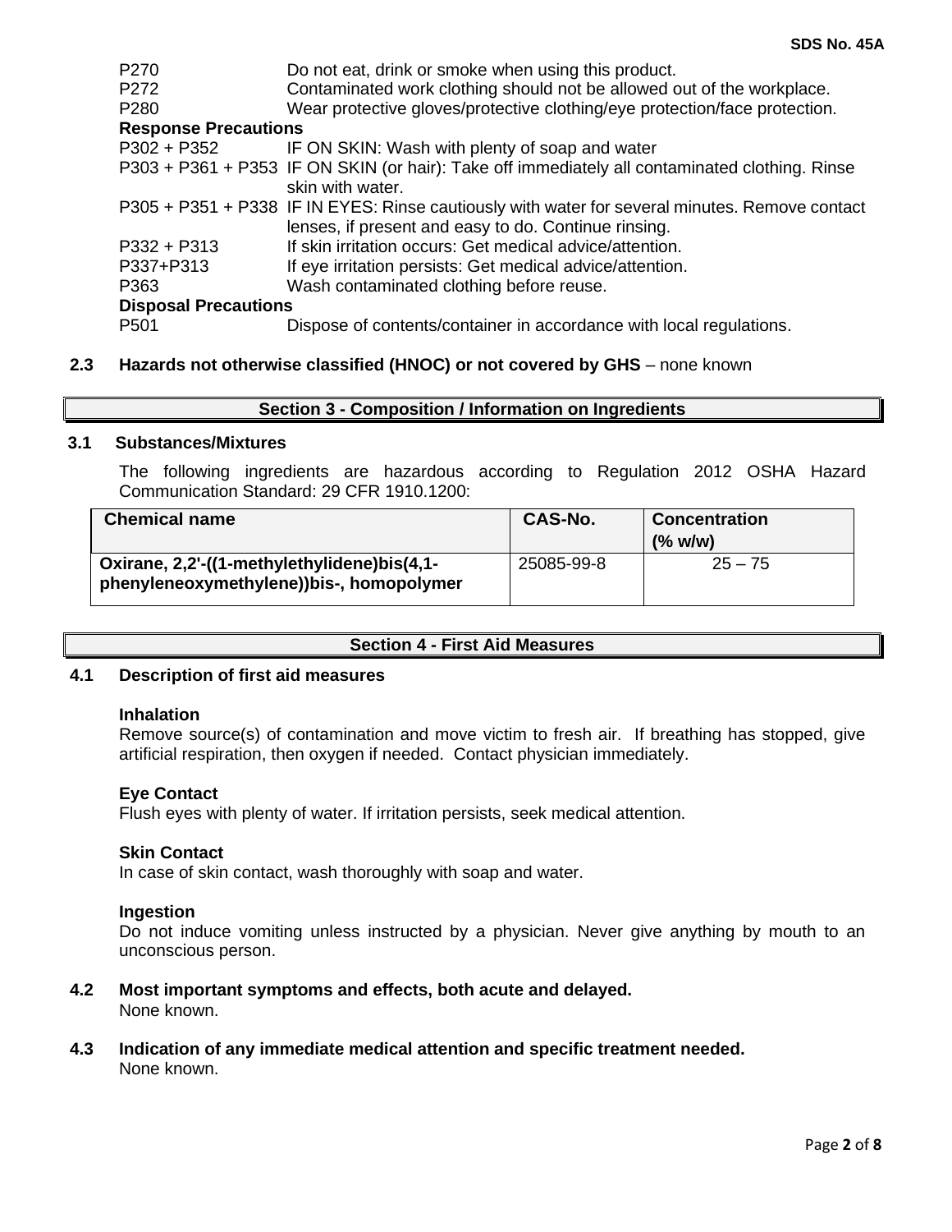P270 Do not eat, drink or smoke when using this product.
P272 Contaminated work clothing should not be allowed out of the workplace.
P280 Wear protective gloves/protective clothing/eye protection/face protection.

**Response Precautions**

P302 + P352 IF ON SKIN: Wash with plenty of soap and water
P303 + P361 + P353 IF ON SKIN (or hair): Take off immediately all contaminated clothing. Rinse skin with water.
P305 + P351 + P338 IF IN EYES: Rinse cautiously with water for several minutes. Remove contact lenses, if present and easy to do. Continue rinsing.
P332 + P313 If skin irritation occurs: Get medical advice/attention.
P337+P313 If eye irritation persists: Get medical advice/attention.
P363 Wash contaminated clothing before reuse.

**Disposal Precautions**

P501 Dispose of contents/container in accordance with local regulations.

**2.3 Hazards not otherwise classified (HNOC) or not covered by GHS** – none known

## Section 3 - Composition / Information on Ingredients

### 3.1 Substances/Mixtures

The following ingredients are hazardous according to Regulation 2012 OSHA Hazard Communication Standard: 29 CFR 1910.1200:

| Chemical name | CAS-No. | Concentration (% w/w) |
|---|---|---|
| **Oxirane, 2,2'-((1-methylethylidene)bis(4,1-phenyleneoxymethylene))bis-, homopolymer** | 25085-99-8 | 25 – 75 |

## Section 4 - First Aid Measures

### 4.1 Description of first aid measures

**Inhalation**
Remove source(s) of contamination and move victim to fresh air. If breathing has stopped, give artificial respiration, then oxygen if needed. Contact physician immediately.

**Eye Contact**
Flush eyes with plenty of water. If irritation persists, seek medical attention.

**Skin Contact**
In case of skin contact, wash thoroughly with soap and water.

**Ingestion**
Do not induce vomiting unless instructed by a physician. Never give anything by mouth to an unconscious person.

### 4.2 Most important symptoms and effects, both acute and delayed.

None known.

### 4.3 Indication of any immediate medical attention and specific treatment needed.

None known.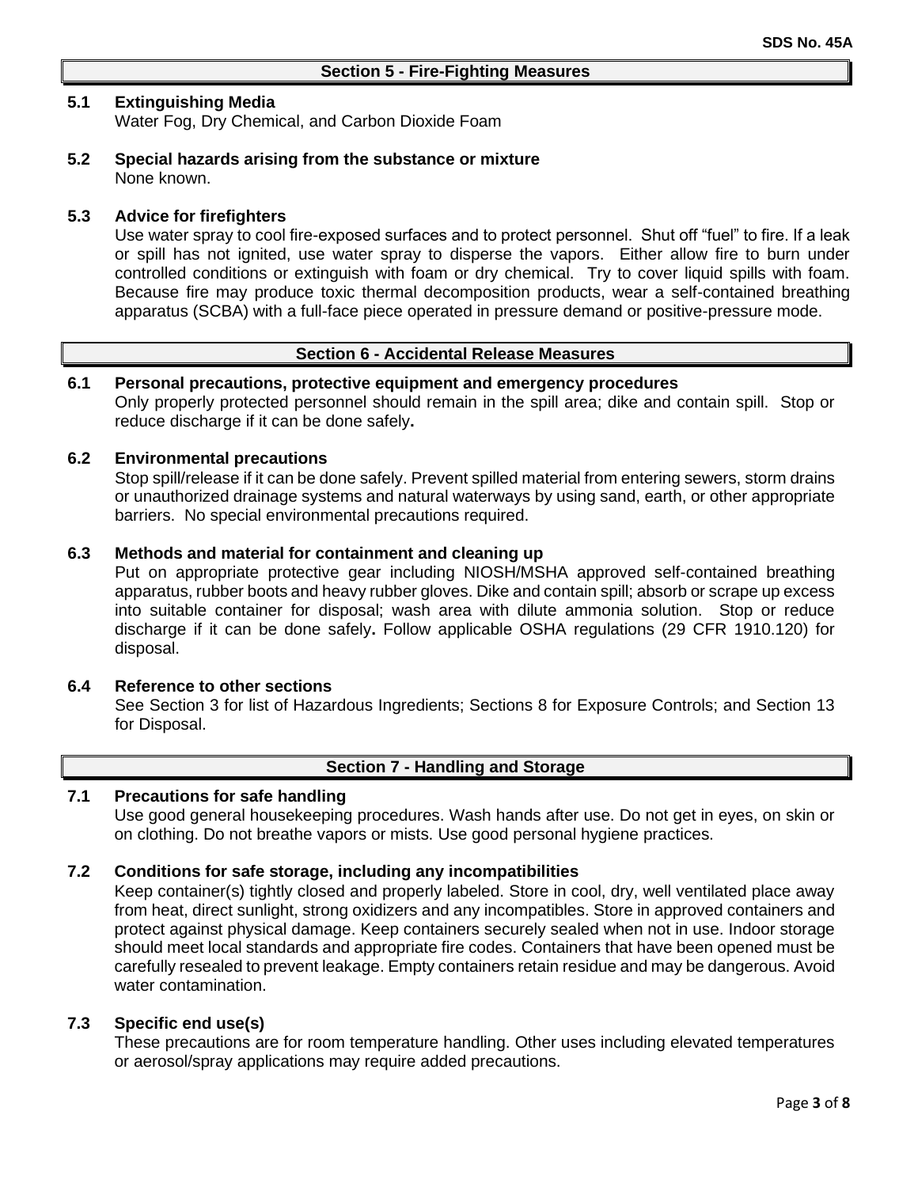## Section 5 - Fire-Fighting Measures

### 5.1 Extinguishing Media

Water Fog, Dry Chemical, and Carbon Dioxide Foam

### 5.2 Special hazards arising from the substance or mixture

None known.

### 5.3 Advice for firefighters

Use water spray to cool fire-exposed surfaces and to protect personnel. Shut off "fuel" to fire. If a leak or spill has not ignited, use water spray to disperse the vapors. Either allow fire to burn under controlled conditions or extinguish with foam or dry chemical. Try to cover liquid spills with foam. Because fire may produce toxic thermal decomposition products, wear a self-contained breathing apparatus (SCBA) with a full-face piece operated in pressure demand or positive-pressure mode.

## Section 6 - Accidental Release Measures

### 6.1 Personal precautions, protective equipment and emergency procedures

Only properly protected personnel should remain in the spill area; dike and contain spill. Stop or reduce discharge if it can be done safely**.**

### 6.2 Environmental precautions

Stop spill/release if it can be done safely. Prevent spilled material from entering sewers, storm drains or unauthorized drainage systems and natural waterways by using sand, earth, or other appropriate barriers. No special environmental precautions required.

### 6.3 Methods and material for containment and cleaning up

Put on appropriate protective gear including NIOSH/MSHA approved self-contained breathing apparatus, rubber boots and heavy rubber gloves. Dike and contain spill; absorb or scrape up excess into suitable container for disposal; wash area with dilute ammonia solution. Stop or reduce discharge if it can be done safely**.** Follow applicable OSHA regulations (29 CFR 1910.120) for disposal.

### 6.4 Reference to other sections

See Section 3 for list of Hazardous Ingredients; Sections 8 for Exposure Controls; and Section 13 for Disposal.

## Section 7 - Handling and Storage

### 7.1 Precautions for safe handling

Use good general housekeeping procedures. Wash hands after use. Do not get in eyes, on skin or on clothing. Do not breathe vapors or mists. Use good personal hygiene practices.

### 7.2 Conditions for safe storage, including any incompatibilities

Keep container(s) tightly closed and properly labeled. Store in cool, dry, well ventilated place away from heat, direct sunlight, strong oxidizers and any incompatibles. Store in approved containers and protect against physical damage. Keep containers securely sealed when not in use. Indoor storage should meet local standards and appropriate fire codes. Containers that have been opened must be carefully resealed to prevent leakage. Empty containers retain residue and may be dangerous. Avoid water contamination.

### 7.3 Specific end use(s)

These precautions are for room temperature handling. Other uses including elevated temperatures or aerosol/spray applications may require added precautions.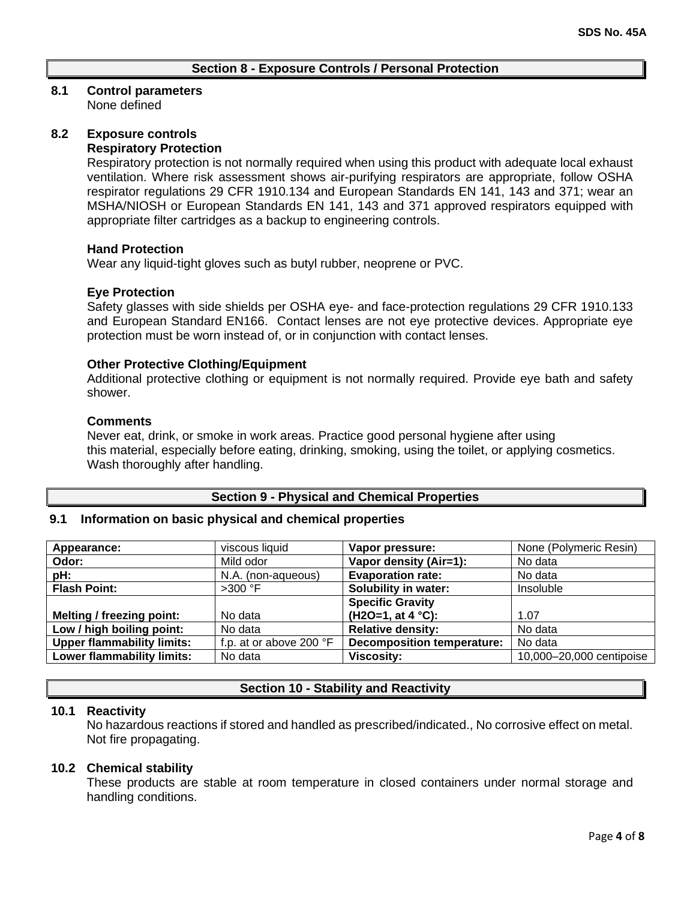## Section 8 - Exposure Controls / Personal Protection

### 8.1 Control parameters

None defined

### 8.2 Exposure controls

**Respiratory Protection**

Respiratory protection is not normally required when using this product with adequate local exhaust ventilation. Where risk assessment shows air-purifying respirators are appropriate, follow OSHA respirator regulations 29 CFR 1910.134 and European Standards EN 141, 143 and 371; wear an MSHA/NIOSH or European Standards EN 141, 143 and 371 approved respirators equipped with appropriate filter cartridges as a backup to engineering controls.

**Hand Protection**

Wear any liquid-tight gloves such as butyl rubber, neoprene or PVC.

**Eye Protection**

Safety glasses with side shields per OSHA eye- and face-protection regulations 29 CFR 1910.133 and European Standard EN166. Contact lenses are not eye protective devices. Appropriate eye protection must be worn instead of, or in conjunction with contact lenses.

**Other Protective Clothing/Equipment**

Additional protective clothing or equipment is not normally required. Provide eye bath and safety shower.

**Comments**

Never eat, drink, or smoke in work areas. Practice good personal hygiene after using this material, especially before eating, drinking, smoking, using the toilet, or applying cosmetics. Wash thoroughly after handling.

## Section 9 - Physical and Chemical Properties

### 9.1 Information on basic physical and chemical properties

| | | | |
|---|---|---|---|
| **Appearance:** | viscous liquid | **Vapor pressure:** | None (Polymeric Resin) |
| **Odor:** | Mild odor | **Vapor density (Air=1):** | No data |
| **pH:** | N.A. (non-aqueous) | **Evaporation rate:** | No data |
| **Flash Point:** | >300 °F | **Solubility in water:** | Insoluble |
| **Melting / freezing point:** | No data | **Specific Gravity ($H_2O$=1, at 4 °C):** | 1.07 |
| **Low / high boiling point:** | No data | **Relative density:** | No data |
| **Upper flammability limits:** | f.p. at or above 200 °F | **Decomposition temperature:** | No data |
| **Lower flammability limits:** | No data | **Viscosity:** | 10,000–20,000 centipoise |

## Section 10 - Stability and Reactivity

### 10.1 Reactivity

No hazardous reactions if stored and handled as prescribed/indicated., No corrosive effect on metal. Not fire propagating.

### 10.2 Chemical stability

These products are stable at room temperature in closed containers under normal storage and handling conditions.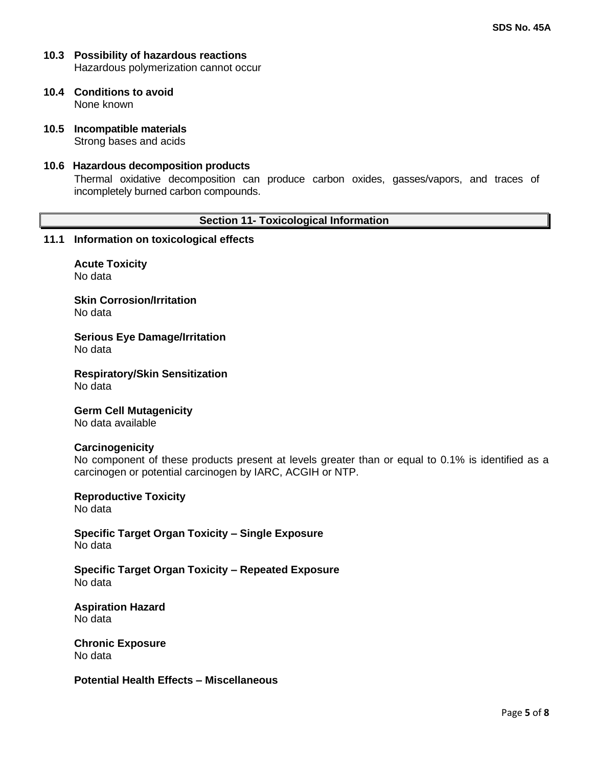### 10.3 Possibility of hazardous reactions

Hazardous polymerization cannot occur

### 10.4 Conditions to avoid

None known

### 10.5 Incompatible materials

Strong bases and acids

### 10.6 Hazardous decomposition products

Thermal oxidative decomposition can produce carbon oxides, gasses/vapors, and traces of incompletely burned carbon compounds.

## Section 11- Toxicological Information

### 11.1 Information on toxicological effects

**Acute Toxicity**
No data

**Skin Corrosion/Irritation**
No data

**Serious Eye Damage/Irritation**
No data

**Respiratory/Skin Sensitization**
No data

**Germ Cell Mutagenicity**
No data available

**Carcinogenicity**
No component of these products present at levels greater than or equal to 0.1% is identified as a carcinogen or potential carcinogen by IARC, ACGIH or NTP.

**Reproductive Toxicity**
No data

**Specific Target Organ Toxicity – Single Exposure**
No data

**Specific Target Organ Toxicity – Repeated Exposure**
No data

**Aspiration Hazard**
No data

**Chronic Exposure**
No data

**Potential Health Effects – Miscellaneous**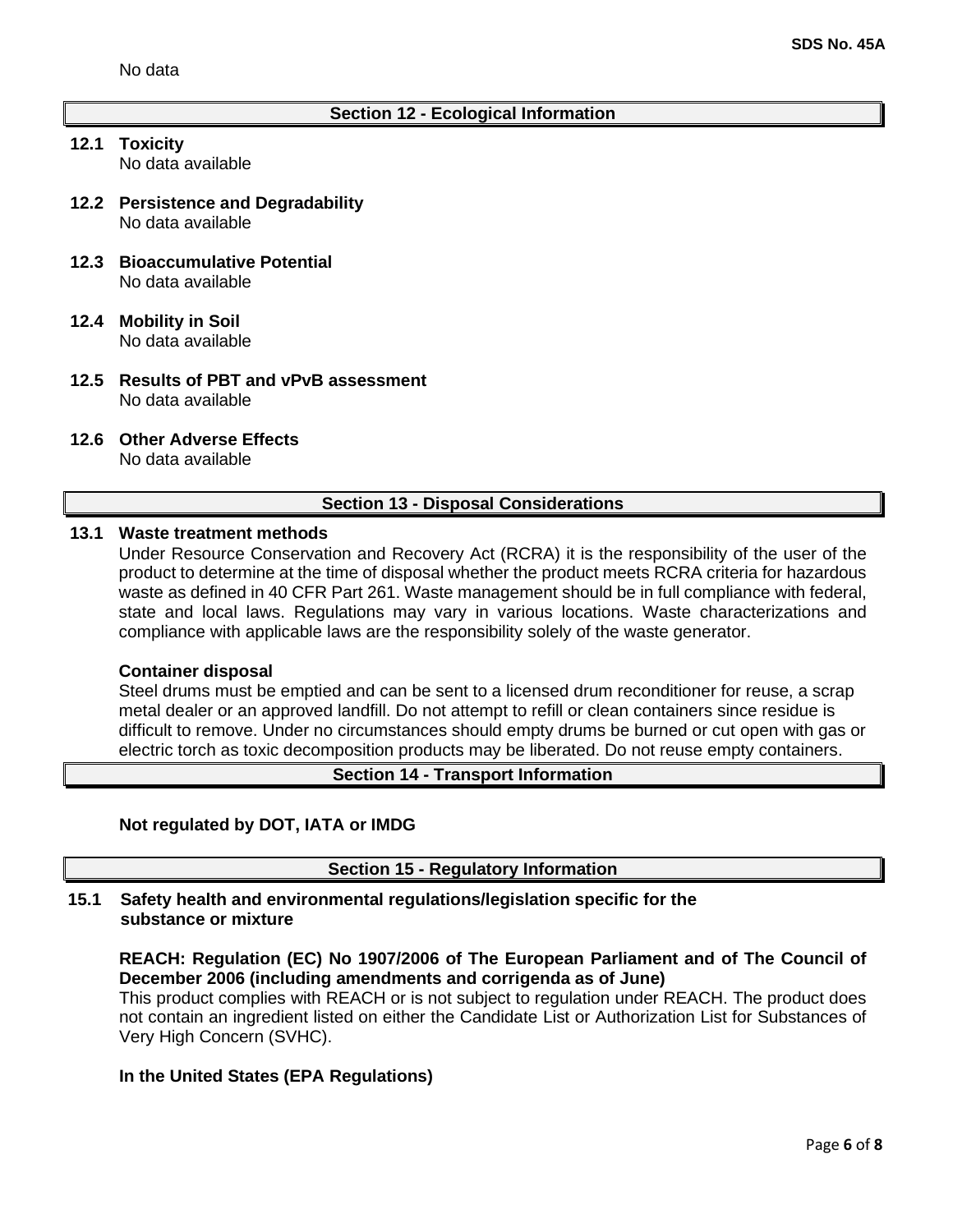No data

## Section 12 - Ecological Information

**12.1 Toxicity**
No data available

**12.2 Persistence and Degradability**
No data available

**12.3 Bioaccumulative Potential**
No data available

**12.4 Mobility in Soil**
No data available

**12.5 Results of PBT and vPvB assessment**
No data available

**12.6 Other Adverse Effects**
No data available

## Section 13 - Disposal Considerations

**13.1 Waste treatment methods**
Under Resource Conservation and Recovery Act (RCRA) it is the responsibility of the user of the product to determine at the time of disposal whether the product meets RCRA criteria for hazardous waste as defined in 40 CFR Part 261. Waste management should be in full compliance with federal, state and local laws. Regulations may vary in various locations. Waste characterizations and compliance with applicable laws are the responsibility solely of the waste generator.

**Container disposal**
Steel drums must be emptied and can be sent to a licensed drum reconditioner for reuse, a scrap metal dealer or an approved landfill. Do not attempt to refill or clean containers since residue is difficult to remove. Under no circumstances should empty drums be burned or cut open with gas or electric torch as toxic decomposition products may be liberated. Do not reuse empty containers.

## Section 14 - Transport Information

**Not regulated by DOT, IATA or IMDG**

## Section 15 - Regulatory Information

**15.1 Safety health and environmental regulations/legislation specific for the substance or mixture**

**REACH: Regulation (EC) No 1907/2006 of The European Parliament and of The Council of December 2006 (including amendments and corrigenda as of June)**
This product complies with REACH or is not subject to regulation under REACH. The product does not contain an ingredient listed on either the Candidate List or Authorization List for Substances of Very High Concern (SVHC).

**In the United States (EPA Regulations)**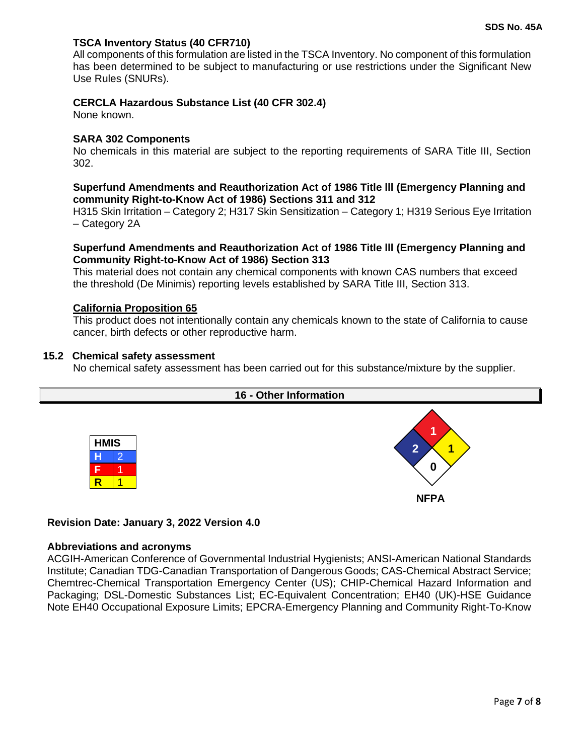**TSCA Inventory Status (40 CFR710)**
All components of this formulation are listed in the TSCA Inventory. No component of this formulation has been determined to be subject to manufacturing or use restrictions under the Significant New Use Rules (SNURs).

**CERCLA Hazardous Substance List (40 CFR 302.4)**
None known.

**SARA 302 Components**
No chemicals in this material are subject to the reporting requirements of SARA Title III, Section 302.

**Superfund Amendments and Reauthorization Act of 1986 Title lll (Emergency Planning and community Right-to-Know Act of 1986) Sections 311 and 312**
H315 Skin Irritation – Category 2; H317 Skin Sensitization – Category 1; H319 Serious Eye Irritation – Category 2A

**Superfund Amendments and Reauthorization Act of 1986 Title lll (Emergency Planning and Community Right-to-Know Act of 1986) Section 313**
This material does not contain any chemical components with known CAS numbers that exceed the threshold (De Minimis) reporting levels established by SARA Title III, Section 313.

**California Proposition 65**
This product does not intentionally contain any chemicals known to the state of California to cause cancer, birth defects or other reproductive harm.

### 15.2 Chemical safety assessment
No chemical safety assessment has been carried out for this substance/mixture by the supplier.

## 16 - Other Information

| HMIS | |
|---|---|
| H | 2 |
| F | 1 |
| R | 1 |

NFPA: Health 2; Flammability 1; Instability 1; Special 0

**Revision Date: January 3, 2022 Version 4.0**

**Abbreviations and acronyms**
ACGIH-American Conference of Governmental Industrial Hygienists; ANSI-American National Standards Institute; Canadian TDG-Canadian Transportation of Dangerous Goods; CAS-Chemical Abstract Service; Chemtrec-Chemical Transportation Emergency Center (US); CHIP-Chemical Hazard Information and Packaging; DSL-Domestic Substances List; EC-Equivalent Concentration; EH40 (UK)-HSE Guidance Note EH40 Occupational Exposure Limits; EPCRA-Emergency Planning and Community Right-To-Know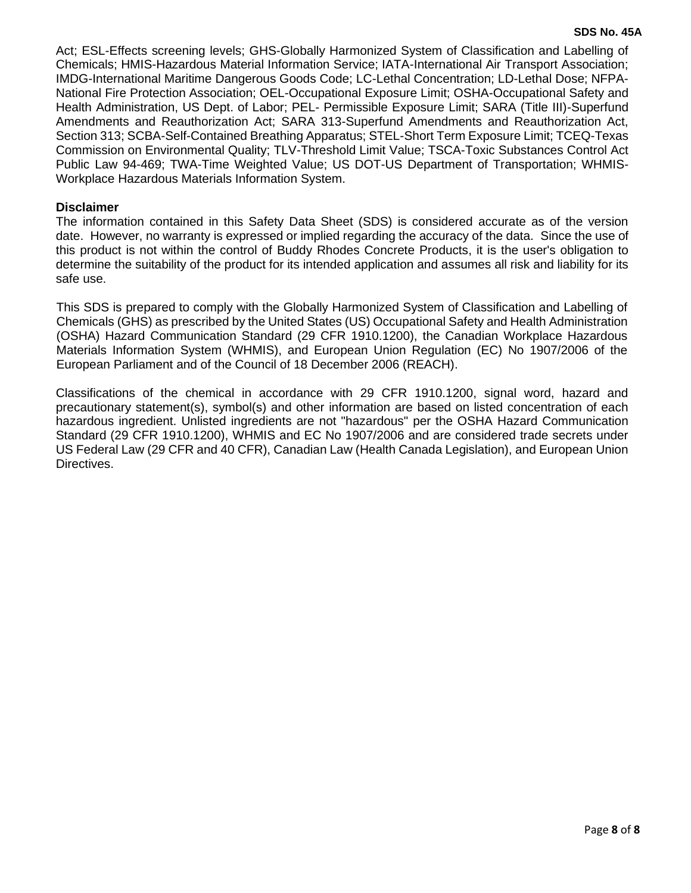Act; ESL-Effects screening levels; GHS-Globally Harmonized System of Classification and Labelling of Chemicals; HMIS-Hazardous Material Information Service; IATA-International Air Transport Association; IMDG-International Maritime Dangerous Goods Code; LC-Lethal Concentration; LD-Lethal Dose; NFPA-National Fire Protection Association; OEL-Occupational Exposure Limit; OSHA-Occupational Safety and Health Administration, US Dept. of Labor; PEL- Permissible Exposure Limit; SARA (Title III)-Superfund Amendments and Reauthorization Act; SARA 313-Superfund Amendments and Reauthorization Act, Section 313; SCBA-Self-Contained Breathing Apparatus; STEL-Short Term Exposure Limit; TCEQ-Texas Commission on Environmental Quality; TLV-Threshold Limit Value; TSCA-Toxic Substances Control Act Public Law 94-469; TWA-Time Weighted Value; US DOT-US Department of Transportation; WHMIS-Workplace Hazardous Materials Information System.

**Disclaimer**

The information contained in this Safety Data Sheet (SDS) is considered accurate as of the version date. However, no warranty is expressed or implied regarding the accuracy of the data. Since the use of this product is not within the control of Buddy Rhodes Concrete Products, it is the user's obligation to determine the suitability of the product for its intended application and assumes all risk and liability for its safe use.

This SDS is prepared to comply with the Globally Harmonized System of Classification and Labelling of Chemicals (GHS) as prescribed by the United States (US) Occupational Safety and Health Administration (OSHA) Hazard Communication Standard (29 CFR 1910.1200), the Canadian Workplace Hazardous Materials Information System (WHMIS), and European Union Regulation (EC) No 1907/2006 of the European Parliament and of the Council of 18 December 2006 (REACH).

Classifications of the chemical in accordance with 29 CFR 1910.1200, signal word, hazard and precautionary statement(s), symbol(s) and other information are based on listed concentration of each hazardous ingredient. Unlisted ingredients are not "hazardous" per the OSHA Hazard Communication Standard (29 CFR 1910.1200), WHMIS and EC No 1907/2006 and are considered trade secrets under US Federal Law (29 CFR and 40 CFR), Canadian Law (Health Canada Legislation), and European Union Directives.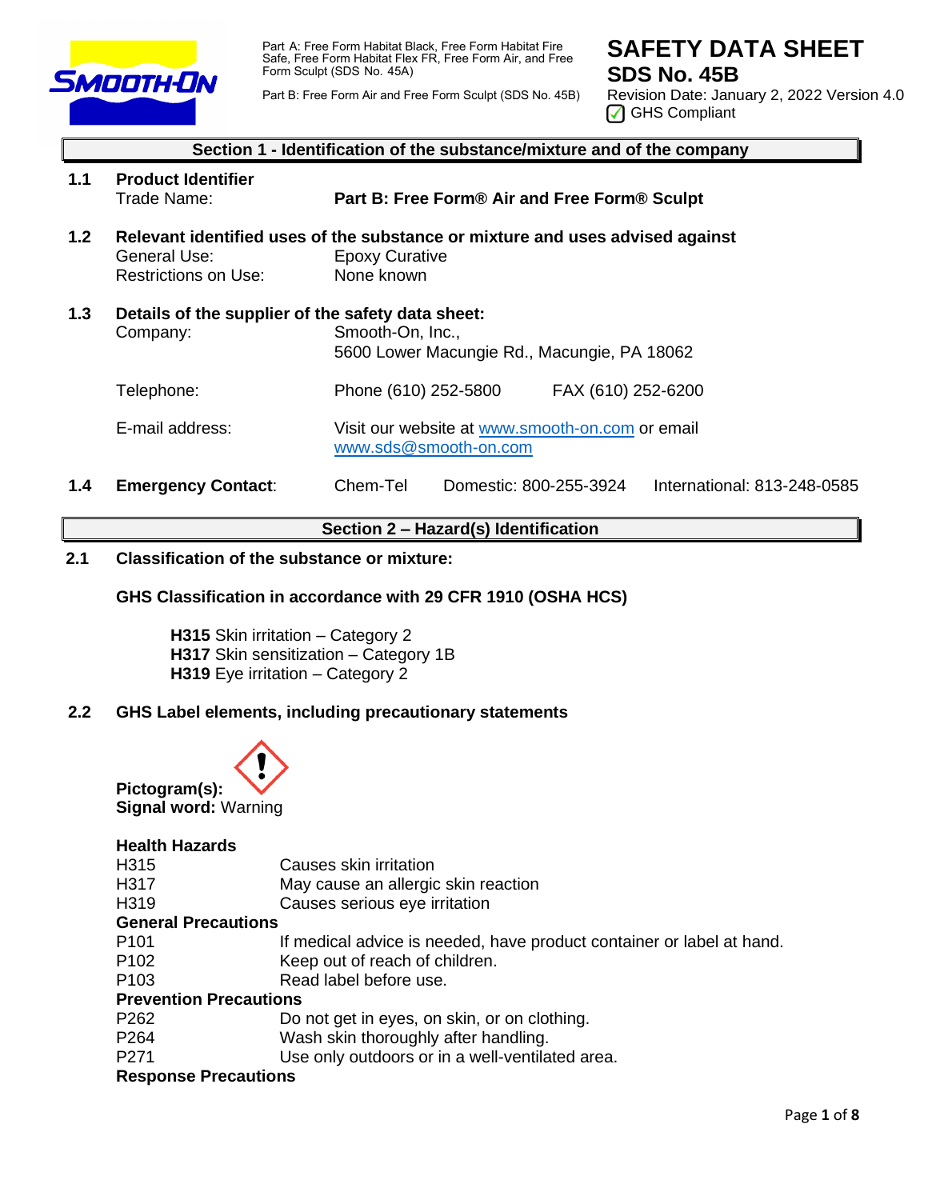Part A: Free Form Habitat Black, Free Form Habitat Fire Safe, Free Form Habitat Flex FR, Free Form Air, and Free Form Sculpt (SDS No. 45A)

Part B: Free Form Air and Free Form Sculpt (SDS No. 45B)

# SAFETY DATA SHEET

## SDS No. 45B

Revision Date: January 2, 2022 Version 4.0

GHS Compliant

## Section 1 - Identification of the substance/mixture and of the company

**1.1 Product Identifier**

Trade Name: **Part B: Free Form® Air and Free Form® Sculpt**

**1.2 Relevant identified uses of the substance or mixture and uses advised against**

General Use: Epoxy Curative

Restrictions on Use: None known

**1.3 Details of the supplier of the safety data sheet:**

Company: Smooth-On, Inc.,
5600 Lower Macungie Rd., Macungie, PA 18062

Telephone: Phone (610) 252-5800 FAX (610) 252-6200

E-mail address: Visit our website at www.smooth-on.com or email www.sds@smooth-on.com

**1.4 Emergency Contact:** Chem-Tel Domestic: 800-255-3924 International: 813-248-0585

## Section 2 – Hazard(s) Identification

**2.1 Classification of the substance or mixture:**

**GHS Classification in accordance with 29 CFR 1910 (OSHA HCS)**

**H315** Skin irritation – Category 2
**H317** Skin sensitization – Category 1B
**H319** Eye irritation – Category 2

**2.2 GHS Label elements, including precautionary statements**

**Pictogram(s):**
**Signal word:** Warning

**Health Hazards**

| | |
|---|---|
| H315 | Causes skin irritation |
| H317 | May cause an allergic skin reaction |
| H319 | Causes serious eye irritation |

**General Precautions**

| | |
|---|---|
| P101 | If medical advice is needed, have product container or label at hand. |
| P102 | Keep out of reach of children. |
| P103 | Read label before use. |

**Prevention Precautions**

| | |
|---|---|
| P262 | Do not get in eyes, on skin, or on clothing. |
| P264 | Wash skin thoroughly after handling. |
| P271 | Use only outdoors or in a well-ventilated area. |

**Response Precautions**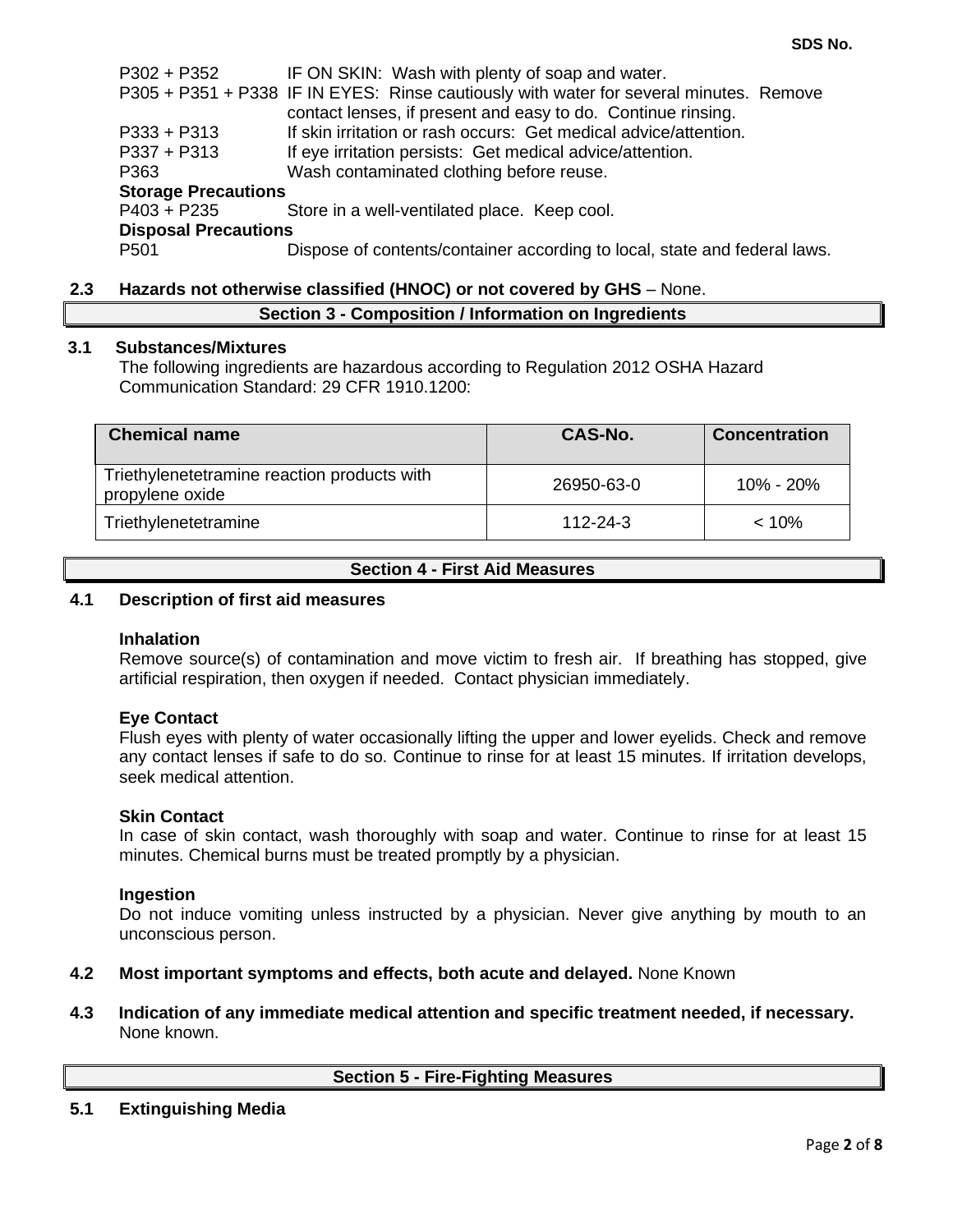| | |
|---|---|
| P302 + P352 | IF ON SKIN: Wash with plenty of soap and water. |
| P305 + P351 + P338 | IF IN EYES: Rinse cautiously with water for several minutes. Remove contact lenses, if present and easy to do. Continue rinsing. |
| P333 + P313 | If skin irritation or rash occurs: Get medical advice/attention. |
| P337 + P313 | If eye irritation persists: Get medical advice/attention. |
| P363 | Wash contaminated clothing before reuse. |

**Storage Precautions**

| | |
|---|---|
| P403 + P235 | Store in a well-ventilated place. Keep cool. |

**Disposal Precautions**

| | |
|---|---|
| P501 | Dispose of contents/container according to local, state and federal laws. |

**2.3 Hazards not otherwise classified (HNOC) or not covered by GHS** – None.

## Section 3 - Composition / Information on Ingredients

**3.1 Substances/Mixtures**

The following ingredients are hazardous according to Regulation 2012 OSHA Hazard Communication Standard: 29 CFR 1910.1200:

| Chemical name | CAS-No. | Concentration |
|---|---|---|
| Triethylenetetramine reaction products with propylene oxide | 26950-63-0 | 10% - 20% |
| Triethylenetetramine | 112-24-3 | < 10% |

## Section 4 - First Aid Measures

**4.1 Description of first aid measures**

**Inhalation**

Remove source(s) of contamination and move victim to fresh air. If breathing has stopped, give artificial respiration, then oxygen if needed. Contact physician immediately.

**Eye Contact**

Flush eyes with plenty of water occasionally lifting the upper and lower eyelids. Check and remove any contact lenses if safe to do so. Continue to rinse for at least 15 minutes. If irritation develops, seek medical attention.

**Skin Contact**

In case of skin contact, wash thoroughly with soap and water. Continue to rinse for at least 15 minutes. Chemical burns must be treated promptly by a physician.

**Ingestion**

Do not induce vomiting unless instructed by a physician. Never give anything by mouth to an unconscious person.

**4.2 Most important symptoms and effects, both acute and delayed.** None Known

**4.3 Indication of any immediate medical attention and specific treatment needed, if necessary.** None known.

## Section 5 - Fire-Fighting Measures

**5.1 Extinguishing Media**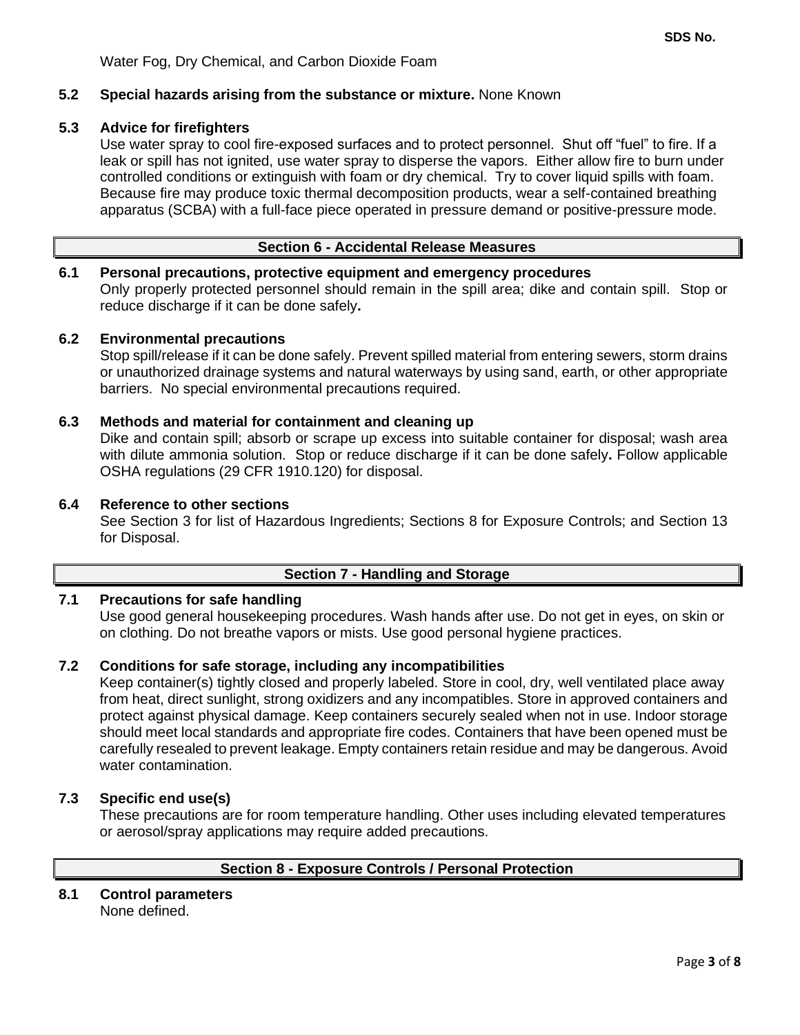Water Fog, Dry Chemical, and Carbon Dioxide Foam

**5.2 Special hazards arising from the substance or mixture.** None Known

**5.3 Advice for firefighters**

Use water spray to cool fire-exposed surfaces and to protect personnel. Shut off "fuel" to fire. If a leak or spill has not ignited, use water spray to disperse the vapors. Either allow fire to burn under controlled conditions or extinguish with foam or dry chemical. Try to cover liquid spills with foam. Because fire may produce toxic thermal decomposition products, wear a self-contained breathing apparatus (SCBA) with a full-face piece operated in pressure demand or positive-pressure mode.

## Section 6 - Accidental Release Measures

**6.1 Personal precautions, protective equipment and emergency procedures**

Only properly protected personnel should remain in the spill area; dike and contain spill. Stop or reduce discharge if it can be done safely**.**

**6.2 Environmental precautions**

Stop spill/release if it can be done safely. Prevent spilled material from entering sewers, storm drains or unauthorized drainage systems and natural waterways by using sand, earth, or other appropriate barriers. No special environmental precautions required.

**6.3 Methods and material for containment and cleaning up**

Dike and contain spill; absorb or scrape up excess into suitable container for disposal; wash area with dilute ammonia solution. Stop or reduce discharge if it can be done safely**.** Follow applicable OSHA regulations (29 CFR 1910.120) for disposal.

**6.4 Reference to other sections**

See Section 3 for list of Hazardous Ingredients; Sections 8 for Exposure Controls; and Section 13 for Disposal.

## Section 7 - Handling and Storage

**7.1 Precautions for safe handling**

Use good general housekeeping procedures. Wash hands after use. Do not get in eyes, on skin or on clothing. Do not breathe vapors or mists. Use good personal hygiene practices.

**7.2 Conditions for safe storage, including any incompatibilities**

Keep container(s) tightly closed and properly labeled. Store in cool, dry, well ventilated place away from heat, direct sunlight, strong oxidizers and any incompatibles. Store in approved containers and protect against physical damage. Keep containers securely sealed when not in use. Indoor storage should meet local standards and appropriate fire codes. Containers that have been opened must be carefully resealed to prevent leakage. Empty containers retain residue and may be dangerous. Avoid water contamination.

**7.3 Specific end use(s)**

These precautions are for room temperature handling. Other uses including elevated temperatures or aerosol/spray applications may require added precautions.

## Section 8 - Exposure Controls / Personal Protection

**8.1 Control parameters**

None defined.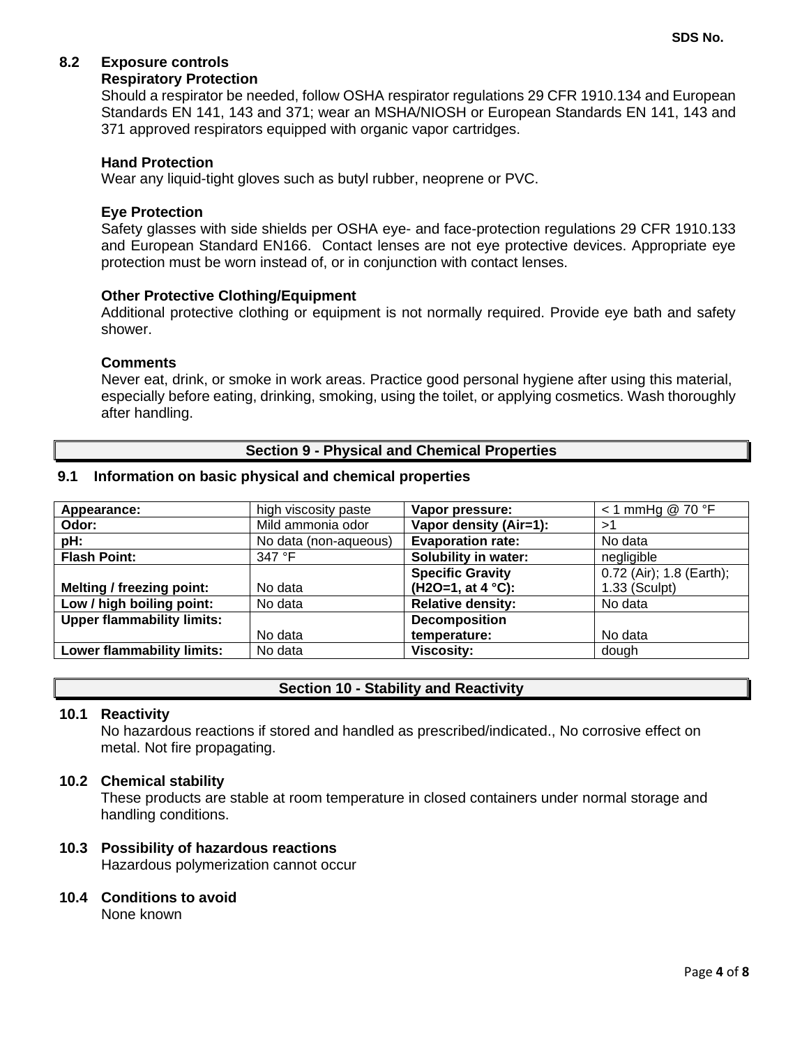### 8.2 Exposure controls

**Respiratory Protection**

Should a respirator be needed, follow OSHA respirator regulations 29 CFR 1910.134 and European Standards EN 141, 143 and 371; wear an MSHA/NIOSH or European Standards EN 141, 143 and 371 approved respirators equipped with organic vapor cartridges.

**Hand Protection**

Wear any liquid-tight gloves such as butyl rubber, neoprene or PVC.

**Eye Protection**

Safety glasses with side shields per OSHA eye- and face-protection regulations 29 CFR 1910.133 and European Standard EN166. Contact lenses are not eye protective devices. Appropriate eye protection must be worn instead of, or in conjunction with contact lenses.

**Other Protective Clothing/Equipment**

Additional protective clothing or equipment is not normally required. Provide eye bath and safety shower.

**Comments**

Never eat, drink, or smoke in work areas. Practice good personal hygiene after using this material, especially before eating, drinking, smoking, using the toilet, or applying cosmetics. Wash thoroughly after handling.

## Section 9 - Physical and Chemical Properties

### 9.1 Information on basic physical and chemical properties

| | | | |
|---|---|---|---|
| **Appearance:** | high viscosity paste | **Vapor pressure:** | < 1 mmHg @ 70 °F |
| **Odor:** | Mild ammonia odor | **Vapor density (Air=1):** | >1 |
| **pH:** | No data (non-aqueous) | **Evaporation rate:** | No data |
| **Flash Point:** | 347 °F | **Solubility in water:** | negligible |
| **Melting / freezing point:** | No data | **Specific Gravity ($H_2O$=1, at 4 °C):** | 0.72 (Air); 1.8 (Earth); 1.33 (Sculpt) |
| **Low / high boiling point:** | No data | **Relative density:** | No data |
| **Upper flammability limits:** | No data | **Decomposition temperature:** | No data |
| **Lower flammability limits:** | No data | **Viscosity:** | dough |

## Section 10 - Stability and Reactivity

### 10.1 Reactivity

No hazardous reactions if stored and handled as prescribed/indicated., No corrosive effect on metal. Not fire propagating.

### 10.2 Chemical stability

These products are stable at room temperature in closed containers under normal storage and handling conditions.

### 10.3 Possibility of hazardous reactions

Hazardous polymerization cannot occur

### 10.4 Conditions to avoid

None known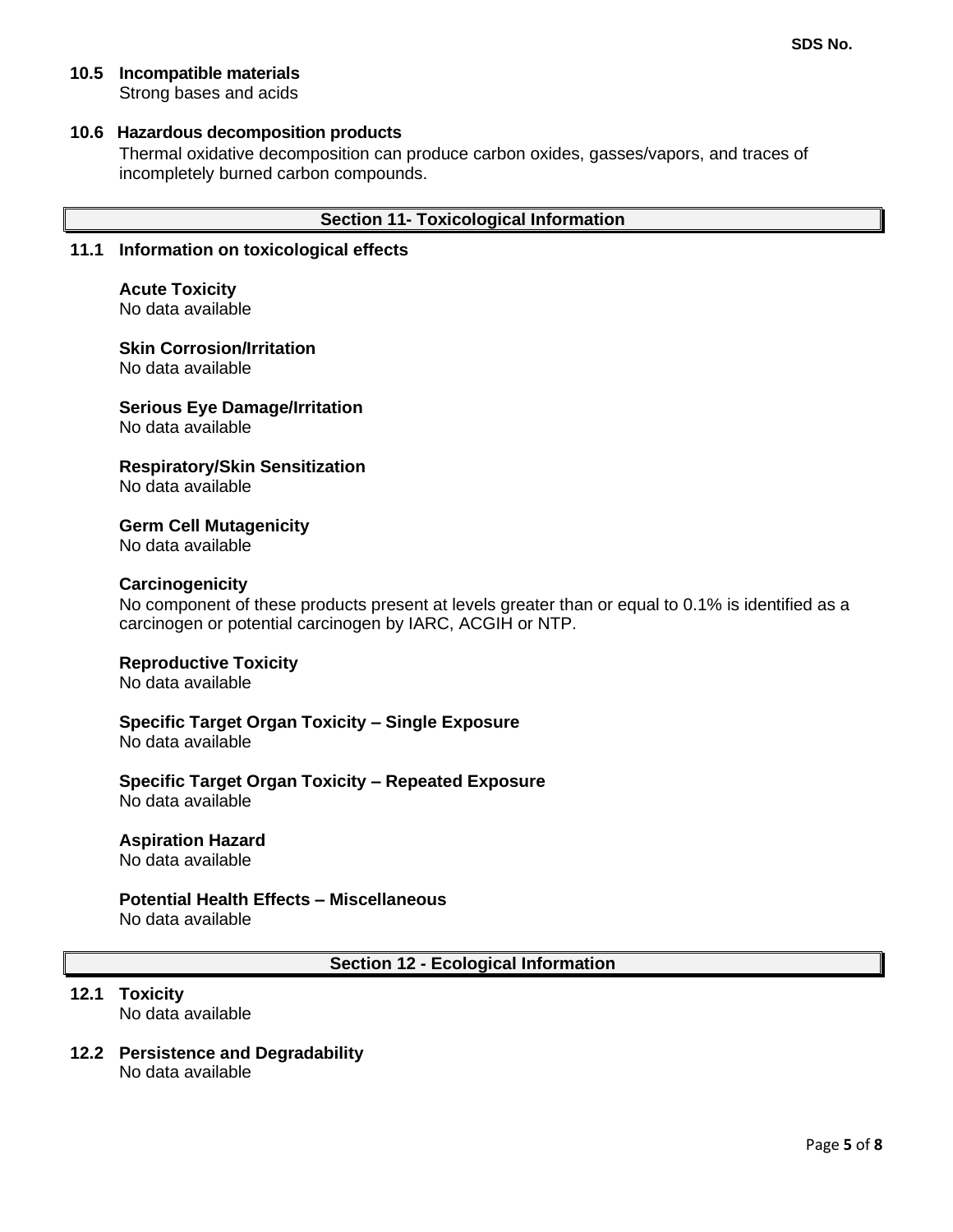### 10.5 Incompatible materials

Strong bases and acids

### 10.6 Hazardous decomposition products

Thermal oxidative decomposition can produce carbon oxides, gasses/vapors, and traces of incompletely burned carbon compounds.

## Section 11- Toxicological Information

### 11.1 Information on toxicological effects

**Acute Toxicity**
No data available

**Skin Corrosion/Irritation**
No data available

**Serious Eye Damage/Irritation**
No data available

**Respiratory/Skin Sensitization**
No data available

**Germ Cell Mutagenicity**
No data available

**Carcinogenicity**
No component of these products present at levels greater than or equal to 0.1% is identified as a carcinogen or potential carcinogen by IARC, ACGIH or NTP.

**Reproductive Toxicity**
No data available

**Specific Target Organ Toxicity – Single Exposure**
No data available

**Specific Target Organ Toxicity – Repeated Exposure**
No data available

**Aspiration Hazard**
No data available

**Potential Health Effects – Miscellaneous**
No data available

## Section 12 - Ecological Information

### 12.1 Toxicity

No data available

### 12.2 Persistence and Degradability

No data available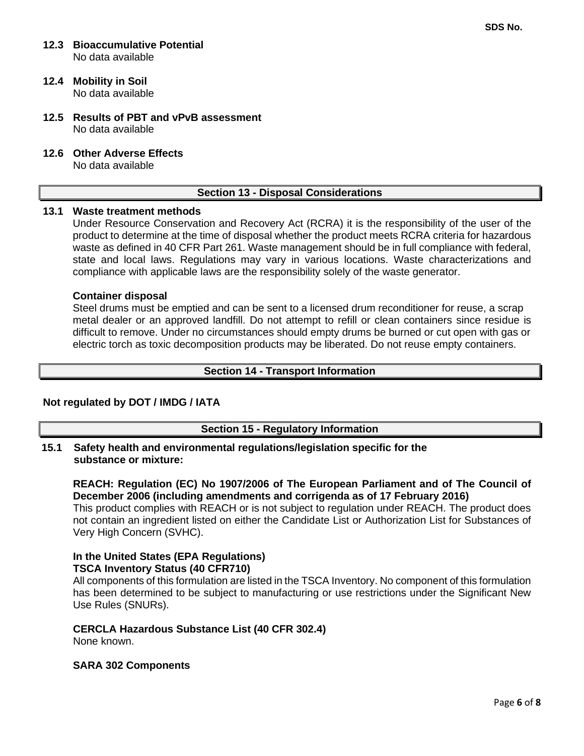### 12.3 Bioaccumulative Potential

No data available

### 12.4 Mobility in Soil

No data available

### 12.5 Results of PBT and vPvB assessment

No data available

### 12.6 Other Adverse Effects

No data available

## Section 13 - Disposal Considerations

### 13.1 Waste treatment methods

Under Resource Conservation and Recovery Act (RCRA) it is the responsibility of the user of the product to determine at the time of disposal whether the product meets RCRA criteria for hazardous waste as defined in 40 CFR Part 261. Waste management should be in full compliance with federal, state and local laws. Regulations may vary in various locations. Waste characterizations and compliance with applicable laws are the responsibility solely of the waste generator.

**Container disposal**

Steel drums must be emptied and can be sent to a licensed drum reconditioner for reuse, a scrap metal dealer or an approved landfill. Do not attempt to refill or clean containers since residue is difficult to remove. Under no circumstances should empty drums be burned or cut open with gas or electric torch as toxic decomposition products may be liberated. Do not reuse empty containers.

## Section 14 - Transport Information

**Not regulated by DOT / IMDG / IATA**

## Section 15 - Regulatory Information

### 15.1 Safety health and environmental regulations/legislation specific for the substance or mixture:

**REACH: Regulation (EC) No 1907/2006 of The European Parliament and of The Council of December 2006 (including amendments and corrigenda as of 17 February 2016)**

This product complies with REACH or is not subject to regulation under REACH. The product does not contain an ingredient listed on either the Candidate List or Authorization List for Substances of Very High Concern (SVHC).

**In the United States (EPA Regulations)**
**TSCA Inventory Status (40 CFR710)**

All components of this formulation are listed in the TSCA Inventory. No component of this formulation has been determined to be subject to manufacturing or use restrictions under the Significant New Use Rules (SNURs).

**CERCLA Hazardous Substance List (40 CFR 302.4)**

None known.

**SARA 302 Components**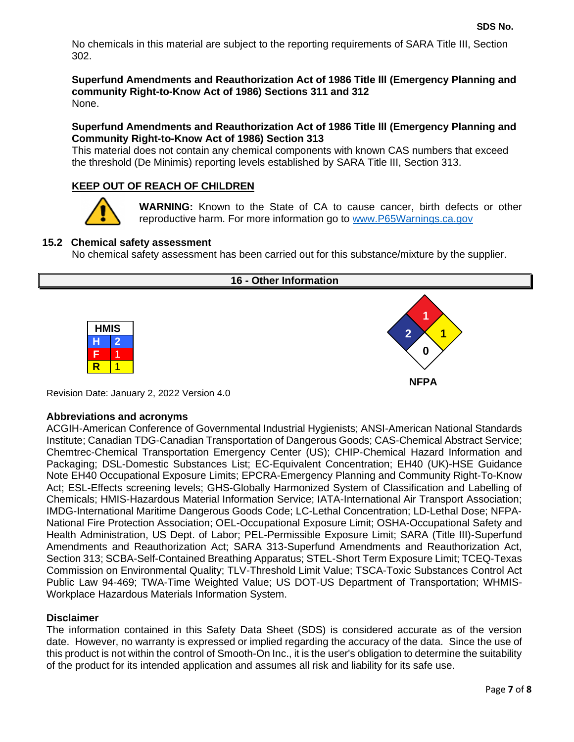No chemicals in this material are subject to the reporting requirements of SARA Title III, Section 302.

**Superfund Amendments and Reauthorization Act of 1986 Title lll (Emergency Planning and community Right-to-Know Act of 1986) Sections 311 and 312**
None.

**Superfund Amendments and Reauthorization Act of 1986 Title lll (Emergency Planning and Community Right-to-Know Act of 1986) Section 313**
This material does not contain any chemical components with known CAS numbers that exceed the threshold (De Minimis) reporting levels established by SARA Title III, Section 313.

**KEEP OUT OF REACH OF CHILDREN**

**WARNING:** Known to the State of CA to cause cancer, birth defects or other reproductive harm. For more information go to www.P65Warnings.ca.gov

### 15.2 Chemical safety assessment

No chemical safety assessment has been carried out for this substance/mixture by the supplier.

## 16 - Other Information

| HMIS | |
|---|---|
| H | 2 |
| F | 1 |
| R | 1 |

NFPA: Health 2, Flammability 1, Instability 1, Special 0

Revision Date: January 2, 2022 Version 4.0

**Abbreviations and acronyms**

ACGIH-American Conference of Governmental Industrial Hygienists; ANSI-American National Standards Institute; Canadian TDG-Canadian Transportation of Dangerous Goods; CAS-Chemical Abstract Service; Chemtrec-Chemical Transportation Emergency Center (US); CHIP-Chemical Hazard Information and Packaging; DSL-Domestic Substances List; EC-Equivalent Concentration; EH40 (UK)-HSE Guidance Note EH40 Occupational Exposure Limits; EPCRA-Emergency Planning and Community Right-To-Know Act; ESL-Effects screening levels; GHS-Globally Harmonized System of Classification and Labelling of Chemicals; HMIS-Hazardous Material Information Service; IATA-International Air Transport Association; IMDG-International Maritime Dangerous Goods Code; LC-Lethal Concentration; LD-Lethal Dose; NFPA-National Fire Protection Association; OEL-Occupational Exposure Limit; OSHA-Occupational Safety and Health Administration, US Dept. of Labor; PEL-Permissible Exposure Limit; SARA (Title III)-Superfund Amendments and Reauthorization Act; SARA 313-Superfund Amendments and Reauthorization Act, Section 313; SCBA-Self-Contained Breathing Apparatus; STEL-Short Term Exposure Limit; TCEQ-Texas Commission on Environmental Quality; TLV-Threshold Limit Value; TSCA-Toxic Substances Control Act Public Law 94-469; TWA-Time Weighted Value; US DOT-US Department of Transportation; WHMIS-Workplace Hazardous Materials Information System.

**Disclaimer**

The information contained in this Safety Data Sheet (SDS) is considered accurate as of the version date. However, no warranty is expressed or implied regarding the accuracy of the data. Since the use of this product is not within the control of Smooth-On Inc., it is the user's obligation to determine the suitability of the product for its intended application and assumes all risk and liability for its safe use.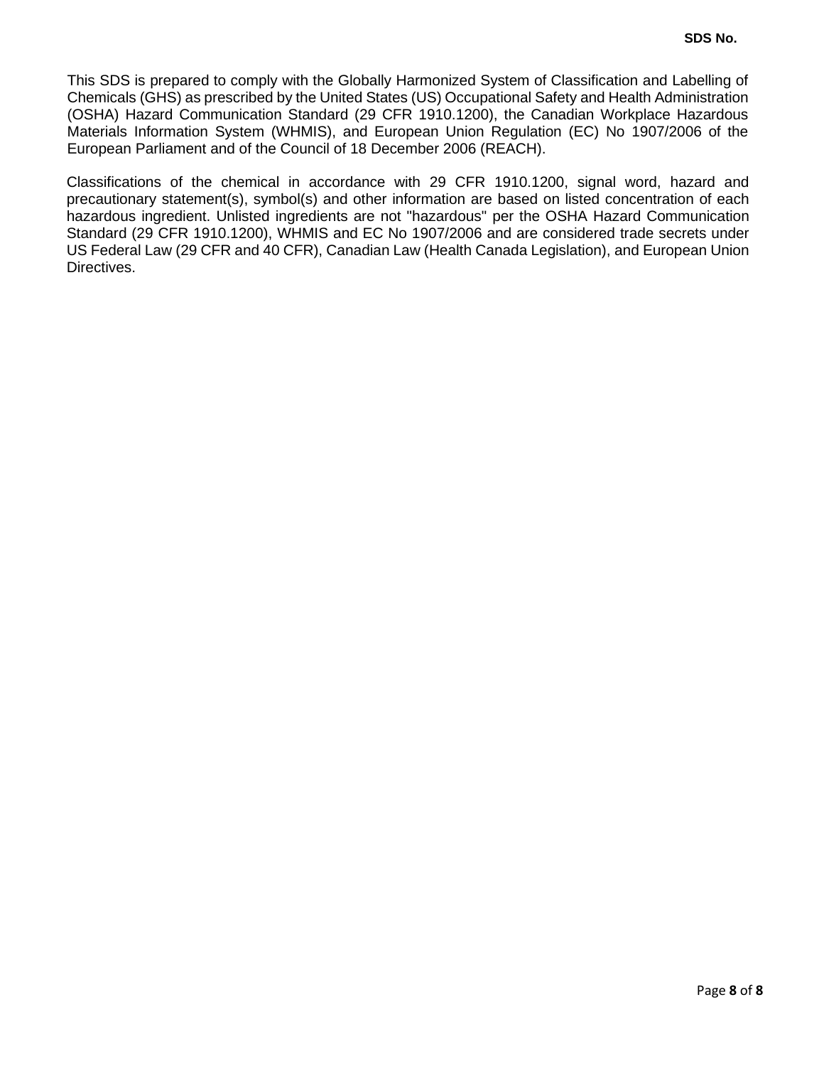This SDS is prepared to comply with the Globally Harmonized System of Classification and Labelling of Chemicals (GHS) as prescribed by the United States (US) Occupational Safety and Health Administration (OSHA) Hazard Communication Standard (29 CFR 1910.1200), the Canadian Workplace Hazardous Materials Information System (WHMIS), and European Union Regulation (EC) No 1907/2006 of the European Parliament and of the Council of 18 December 2006 (REACH).

Classifications of the chemical in accordance with 29 CFR 1910.1200, signal word, hazard and precautionary statement(s), symbol(s) and other information are based on listed concentration of each hazardous ingredient. Unlisted ingredients are not "hazardous" per the OSHA Hazard Communication Standard (29 CFR 1910.1200), WHMIS and EC No 1907/2006 and are considered trade secrets under US Federal Law (29 CFR and 40 CFR), Canadian Law (Health Canada Legislation), and European Union Directives.